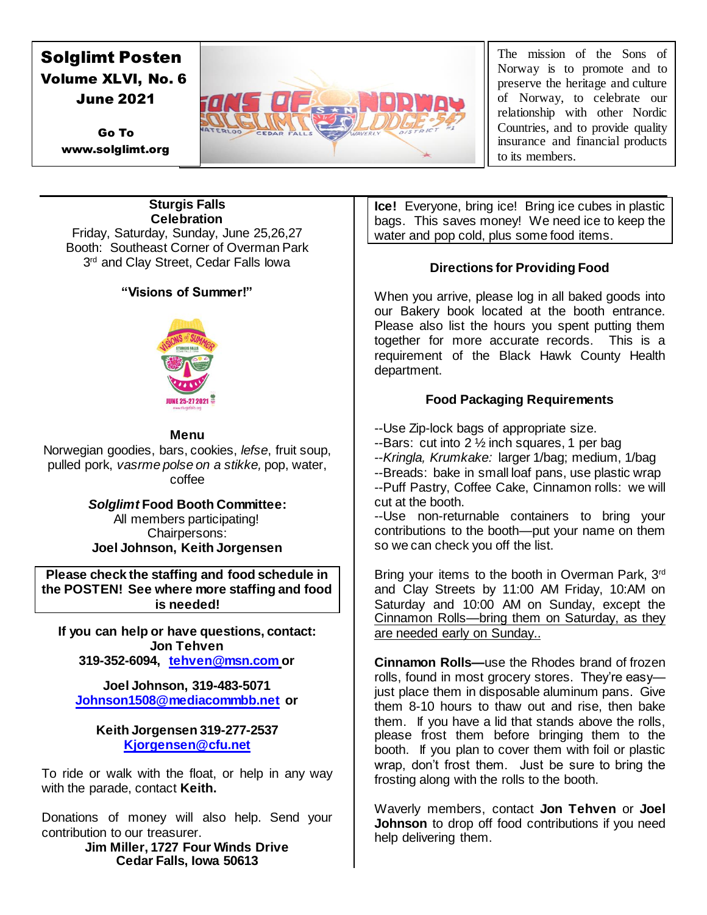# Solglimt Posten

**Volume XLVI, No. 6**
**June 2021**

**Go To www.solglimt.org**

The mission of the Sons of Norway is to promote and to preserve the heritage and culture of Norway, to celebrate our relationship with other Nordic Countries, and to provide quality insurance and financial products to its members.

## Sturgis Falls Celebration

Friday, Saturday, Sunday, June 25,26,27
Booth: Southeast Corner of Overman Park
3rd and Clay Street, Cedar Falls Iowa

### "Visions of Summer!"

### Menu

Norwegian goodies, bars, cookies, *lefse*, fruit soup, pulled pork, *vasrme polse on a stikke,* pop, water, coffee

***Solglimt* Food Booth Committee:**
All members participating!
Chairpersons:
**Joel Johnson, Keith Jorgensen**

**Please check the staffing and food schedule in the POSTEN! See where more staffing and food is needed!**

**If you can help or have questions, contact:**
**Jon Tehven**
**319-352-6094, tehven@msn.com or**

**Joel Johnson, 319-483-5071**
**Johnson1508@mediacommbb.net or**

**Keith Jorgensen 319-277-2537**
**Kjorgensen@cfu.net**

To ride or walk with the float, or help in any way with the parade, contact **Keith.**

Donations of money will also help. Send your contribution to our treasurer.
**Jim Miller, 1727 Four Winds Drive**
**Cedar Falls, Iowa 50613**

**Ice!** Everyone, bring ice! Bring ice cubes in plastic bags. This saves money! We need ice to keep the water and pop cold, plus some food items.

### Directions for Providing Food

When you arrive, please log in all baked goods into our Bakery book located at the booth entrance. Please also list the hours you spent putting them together for more accurate records. This is a requirement of the Black Hawk County Health department.

### Food Packaging Requirements

--Use Zip-lock bags of appropriate size.
--Bars: cut into 2 ½ inch squares, 1 per bag
--*Kringla, Krumkake:* larger 1/bag; medium, 1/bag
--Breads: bake in small loaf pans, use plastic wrap
--Puff Pastry, Coffee Cake, Cinnamon rolls: we will cut at the booth.
--Use non-returnable containers to bring your contributions to the booth—put your name on them so we can check you off the list.

Bring your items to the booth in Overman Park, 3rd and Clay Streets by 11:00 AM Friday, 10:AM on Saturday and 10:00 AM on Sunday, except the Cinnamon Rolls—bring them on Saturday, as they are needed early on Sunday..

**Cinnamon Rolls—**use the Rhodes brand of frozen rolls, found in most grocery stores. They're easy—just place them in disposable aluminum pans. Give them 8-10 hours to thaw out and rise, then bake them. If you have a lid that stands above the rolls, please frost them before bringing them to the booth. If you plan to cover them with foil or plastic wrap, don't frost them. Just be sure to bring the frosting along with the rolls to the booth.

Waverly members, contact **Jon Tehven** or **Joel Johnson** to drop off food contributions if you need help delivering them.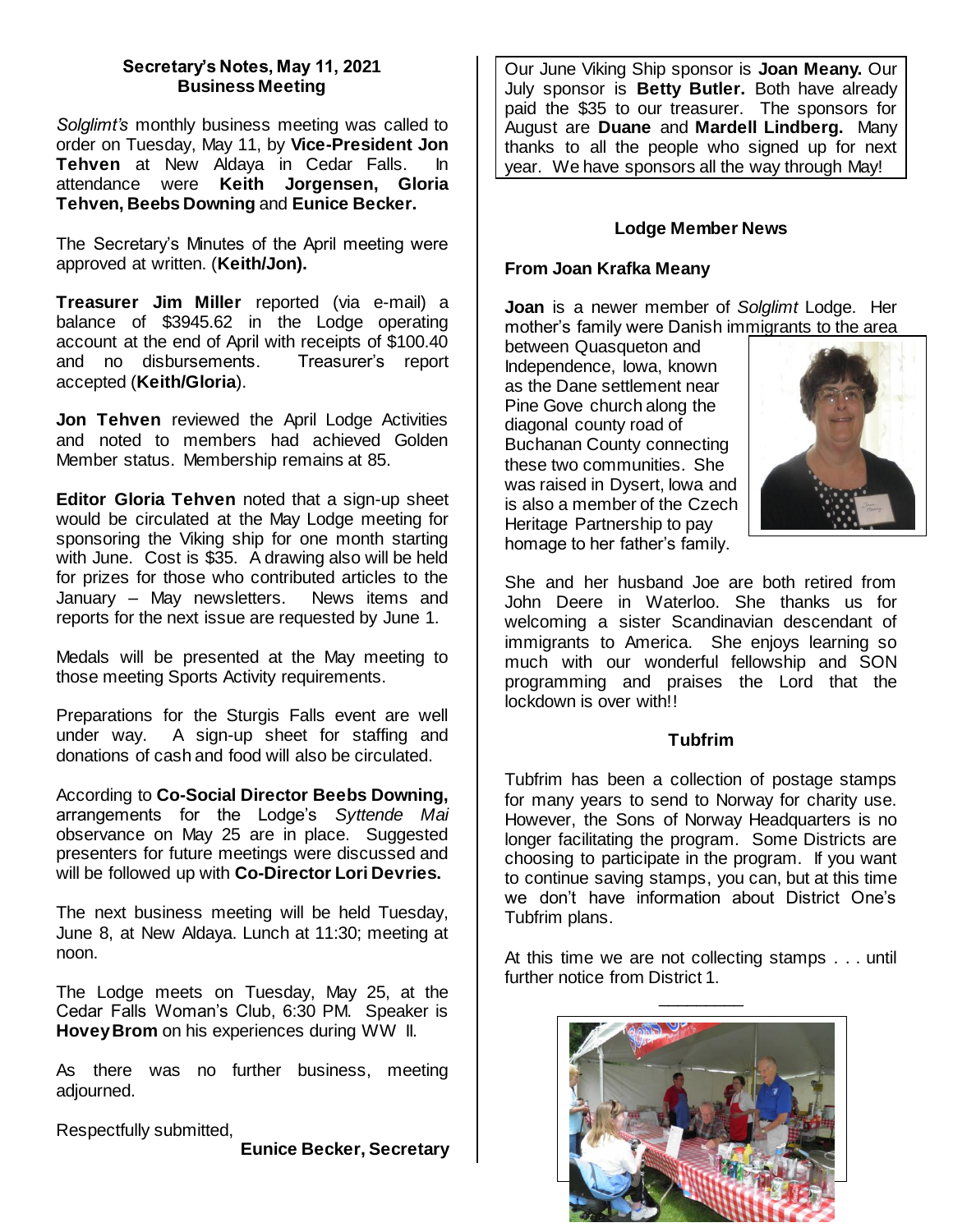**Secretary's Notes, May 11, 2021**
**Business Meeting**

*Solglimt's* monthly business meeting was called to order on Tuesday, May 11, by **Vice-President Jon Tehven** at New Aldaya in Cedar Falls. In attendance were **Keith Jorgensen, Gloria Tehven, Beebs Downing** and **Eunice Becker.**

The Secretary's Minutes of the April meeting were approved at written. (**Keith/Jon).**

**Treasurer Jim Miller** reported (via e-mail) a balance of $3945.62 in the Lodge operating account at the end of April with receipts of $100.40 and no disbursements. Treasurer's report accepted (**Keith/Gloria**).

**Jon Tehven** reviewed the April Lodge Activities and noted to members had achieved Golden Member status. Membership remains at 85.

**Editor Gloria Tehven** noted that a sign-up sheet would be circulated at the May Lodge meeting for sponsoring the Viking ship for one month starting with June. Cost is $35. A drawing also will be held for prizes for those who contributed articles to the January – May newsletters. News items and reports for the next issue are requested by June 1.

Medals will be presented at the May meeting to those meeting Sports Activity requirements.

Preparations for the Sturgis Falls event are well under way. A sign-up sheet for staffing and donations of cash and food will also be circulated.

According to **Co-Social Director Beebs Downing,** arrangements for the Lodge's *Syttende Mai* observance on May 25 are in place. Suggested presenters for future meetings were discussed and will be followed up with **Co-Director Lori Devries.**

The next business meeting will be held Tuesday, June 8, at New Aldaya. Lunch at 11:30; meeting at noon.

The Lodge meets on Tuesday, May 25, at the Cedar Falls Woman's Club, 6:30 PM. Speaker is **Hovey Brom** on his experiences during WW II.

As there was no further business, meeting adjourned.

Respectfully submitted,

**Eunice Becker, Secretary**

Our June Viking Ship sponsor is **Joan Meany.** Our July sponsor is **Betty Butler.** Both have already paid the $35 to our treasurer. The sponsors for August are **Duane** and **Mardell Lindberg.** Many thanks to all the people who signed up for next year. We have sponsors all the way through May!

### Lodge Member News

**From Joan Krafka Meany**

**Joan** is a newer member of *Solglimt* Lodge. Her mother's family were Danish immigrants to the area between Quasqueton and Independence, Iowa, known as the Dane settlement near Pine Gove church along the diagonal county road of Buchanan County connecting these two communities. She was raised in Dysert, Iowa and is also a member of the Czech Heritage Partnership to pay homage to her father's family.

She and her husband Joe are both retired from John Deere in Waterloo. She thanks us for welcoming a sister Scandinavian descendant of immigrants to America. She enjoys learning so much with our wonderful fellowship and SON programming and praises the Lord that the lockdown is over with!!

### Tubfrim

Tubfrim has been a collection of postage stamps for many years to send to Norway for charity use. However, the Sons of Norway Headquarters is no longer facilitating the program. Some Districts are choosing to participate in the program. If you want to continue saving stamps, you can, but at this time we don't have information about District One's Tubfrim plans.

At this time we are not collecting stamps . . . until further notice from District 1.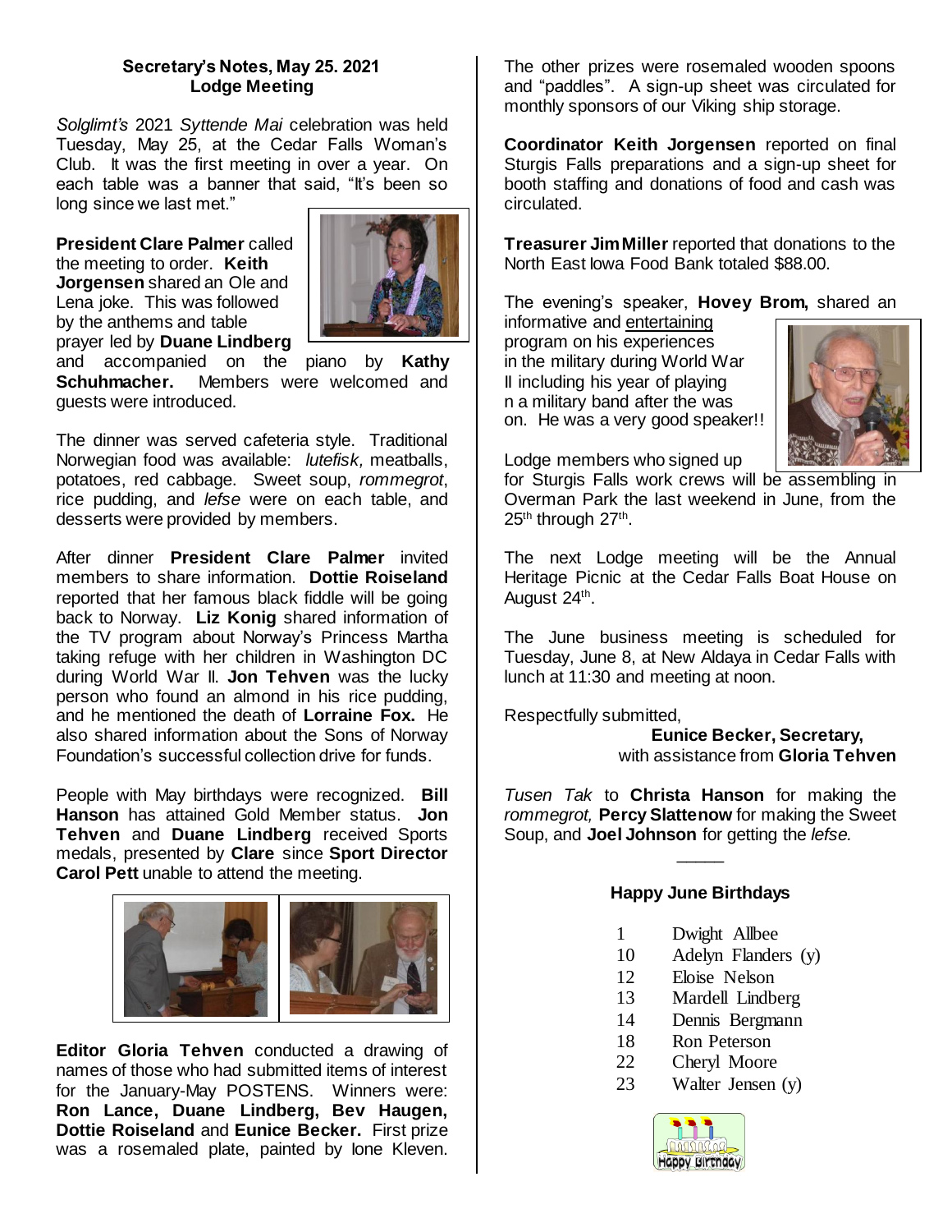**Secretary's Notes, May 25. 2021**
**Lodge Meeting**

*Solglimt's* 2021 *Syttende Mai* celebration was held Tuesday, May 25, at the Cedar Falls Woman's Club. It was the first meeting in over a year. On each table was a banner that said, "It's been so long since we last met."

**President Clare Palmer** called the meeting to order. **Keith Jorgensen** shared an Ole and Lena joke. This was followed by the anthems and table prayer led by **Duane Lindberg** and accompanied on the piano by **Kathy Schuhmacher.** Members were welcomed and guests were introduced.

The dinner was served cafeteria style. Traditional Norwegian food was available: *lutefisk,* meatballs, potatoes, red cabbage. Sweet soup, *rommegrot*, rice pudding, and *lefse* were on each table, and desserts were provided by members.

After dinner **President Clare Palmer** invited members to share information. **Dottie Roiseland** reported that her famous black fiddle will be going back to Norway. **Liz Konig** shared information of the TV program about Norway's Princess Martha taking refuge with her children in Washington DC during World War II. **Jon Tehven** was the lucky person who found an almond in his rice pudding, and he mentioned the death of **Lorraine Fox.** He also shared information about the Sons of Norway Foundation's successful collection drive for funds.

People with May birthdays were recognized. **Bill Hanson** has attained Gold Member status. **Jon Tehven** and **Duane Lindberg** received Sports medals, presented by **Clare** since **Sport Director Carol Pett** unable to attend the meeting.

**Editor Gloria Tehven** conducted a drawing of names of those who had submitted items of interest for the January-May POSTENS. Winners were: **Ron Lance, Duane Lindberg, Bev Haugen, Dottie Roiseland** and **Eunice Becker.** First prize was a rosemaled plate, painted by Ione Kleven. The other prizes were rosemaled wooden spoons and "paddles". A sign-up sheet was circulated for monthly sponsors of our Viking ship storage.

**Coordinator Keith Jorgensen** reported on final Sturgis Falls preparations and a sign-up sheet for booth staffing and donations of food and cash was circulated.

**Treasurer Jim Miller** reported that donations to the North East Iowa Food Bank totaled $88.00.

The evening's speaker, **Hovey Brom,** shared an informative and entertaining program on his experiences in the military during World War II including his year of playing n a military band after the was on. He was a very good speaker!!

Lodge members who signed up for Sturgis Falls work crews will be assembling in Overman Park the last weekend in June, from the 25th through 27th.

The next Lodge meeting will be the Annual Heritage Picnic at the Cedar Falls Boat House on August 24th.

The June business meeting is scheduled for Tuesday, June 8, at New Aldaya in Cedar Falls with lunch at 11:30 and meeting at noon.

Respectfully submitted,

**Eunice Becker, Secretary,**
with assistance from **Gloria Tehven**

*Tusen Tak* to **Christa Hanson** for making the *rommegrot,* **Percy Slattenow** for making the Sweet Soup, and **Joel Johnson** for getting the *lefse.*

_____

**Happy June Birthdays**

| | |
|---|---|
| 1 | Dwight Allbee |
| 10 | Adelyn Flanders (y) |
| 12 | Eloise Nelson |
| 13 | Mardell Lindberg |
| 14 | Dennis Bergmann |
| 18 | Ron Peterson |
| 22 | Cheryl Moore |
| 23 | Walter Jensen (y) |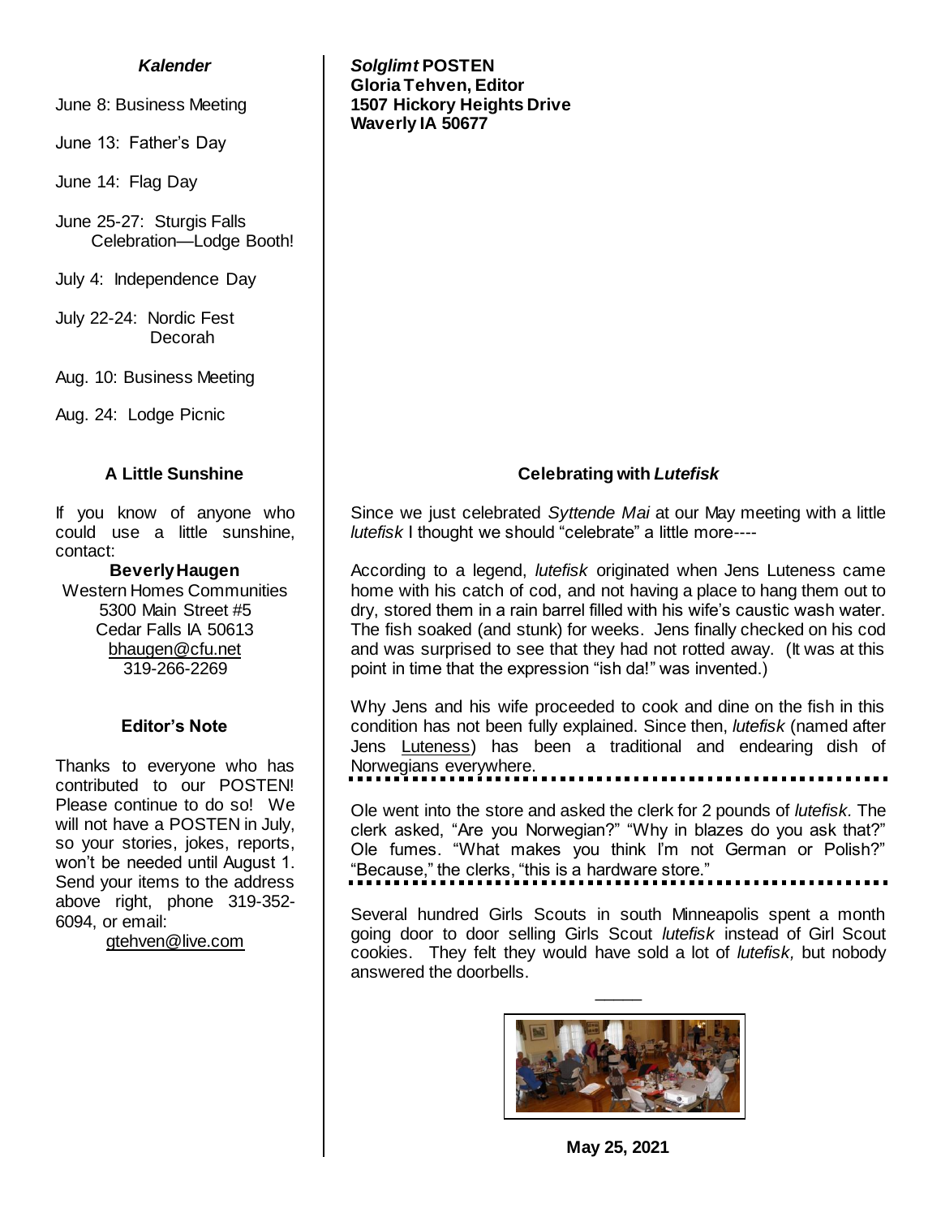### *Kalender*

June 8: Business Meeting

June 13: Father's Day

June 14: Flag Day

June 25-27: Sturgis Falls Celebration—Lodge Booth!

July 4: Independence Day

July 22-24: Nordic Fest Decorah

Aug. 10: Business Meeting

Aug. 24: Lodge Picnic

### A Little Sunshine

If you know of anyone who could use a little sunshine, contact:

**Beverly Haugen**
Western Homes Communities
5300 Main Street #5
Cedar Falls IA 50613
bhaugen@cfu.net
319-266-2269

### Editor's Note

Thanks to everyone who has contributed to our POSTEN! Please continue to do so! We will not have a POSTEN in July, so your stories, jokes, reports, won't be needed until August 1. Send your items to the address above right, phone 319-352-6094, or email:
gtehven@live.com

***Solglimt* POSTEN**
**Gloria Tehven, Editor**
**1507 Hickory Heights Drive**
**Waverly IA 50677**

### Celebrating with *Lutefisk*

Since we just celebrated *Syttende Mai* at our May meeting with a little *lutefisk* I thought we should "celebrate" a little more----

According to a legend, *lutefisk* originated when Jens Luteness came home with his catch of cod, and not having a place to hang them out to dry, stored them in a rain barrel filled with his wife's caustic wash water. The fish soaked (and stunk) for weeks. Jens finally checked on his cod and was surprised to see that they had not rotted away. (It was at this point in time that the expression "ish da!" was invented.)

Why Jens and his wife proceeded to cook and dine on the fish in this condition has not been fully explained. Since then, *lutefisk* (named after Jens Luteness) has been a traditional and endearing dish of Norwegians everywhere.

Ole went into the store and asked the clerk for 2 pounds of *lutefisk.* The clerk asked, "Are you Norwegian?" "Why in blazes do you ask that?" Ole fumes. "What makes you think I'm not German or Polish?" "Because," the clerks, "this is a hardware store."

Several hundred Girls Scouts in south Minneapolis spent a month going door to door selling Girls Scout *lutefisk* instead of Girl Scout cookies. They felt they would have sold a lot of *lutefisk,* but nobody answered the doorbells.

**May 25, 2021**